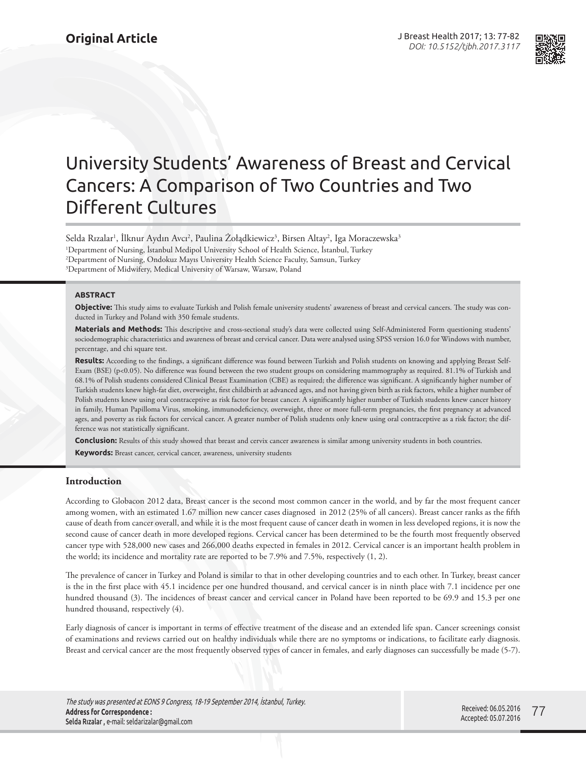Original Article

# University Students' Awareness of Breast and Cervical Cancers: A Comparison of Two Countries and Two Different Cultures

Selda Rızalar[1], İlknur Aydın Avcı[2], Paulina Żołądkiewicz[3], Birsen Altay[2], Iga Moraczewska[3]

[1]Department of Nursing, İstanbul Medipol University School of Health Science, İstanbul, Turkey
[2]Department of Nursing, Ondokuz Mayıs University Health Science Faculty, Samsun, Turkey
[3]Department of Midwifery, Medical University of Warsaw, Warsaw, Poland

## ABSTRACT

**Objective:** This study aims to evaluate Turkish and Polish female university students' awareness of breast and cervical cancers. The study was conducted in Turkey and Poland with 350 female students.

**Materials and Methods:** This descriptive and cross-sectional study's data were collected using Self-Administered Form questioning students' sociodemographic characteristics and awareness of breast and cervical cancer. Data were analysed using SPSS version 16.0 for Windows with number, percentage, and chi square test.

**Results:** According to the findings, a significant difference was found between Turkish and Polish students on knowing and applying Breast Self-Exam (BSE) ($p<0.05$). No difference was found between the two student groups on considering mammography as required. 81.1% of Turkish and 68.1% of Polish students considered Clinical Breast Examination (CBE) as required; the difference was significant. A significantly higher number of Turkish students knew high-fat diet, overweight, first childbirth at advanced ages, and not having given birth as risk factors, while a higher number of Polish students knew using oral contraceptive as risk factor for breast cancer. A significantly higher number of Turkish students knew cancer history in family, Human Papilloma Virus, smoking, immunodeficiency, overweight, three or more full-term pregnancies, the first pregnancy at advanced ages, and poverty as risk factors for cervical cancer. A greater number of Polish students only knew using oral contraceptive as a risk factor; the difference was not statistically significant.

**Conclusion:** Results of this study showed that breast and cervix cancer awareness is similar among university students in both countries.

**Keywords:** Breast cancer, cervical cancer, awareness, university students

## Introduction

According to Globacon 2012 data, Breast cancer is the second most common cancer in the world, and by far the most frequent cancer among women, with an estimated 1.67 million new cancer cases diagnosed in 2012 (25% of all cancers). Breast cancer ranks as the fifth cause of death from cancer overall, and while it is the most frequent cause of cancer death in women in less developed regions, it is now the second cause of cancer death in more developed regions. Cervical cancer has been determined to be the fourth most frequently observed cancer type with 528,000 new cases and 266,000 deaths expected in females in 2012. Cervical cancer is an important health problem in the world; its incidence and mortality rate are reported to be 7.9% and 7.5%, respectively (1, 2).

The prevalence of cancer in Turkey and Poland is similar to that in other developing countries and to each other. In Turkey, breast cancer is the in the first place with 45.1 incidence per one hundred thousand, and cervical cancer is in ninth place with 7.1 incidence per one hundred thousand (3). The incidences of breast cancer and cervical cancer in Poland have been reported to be 69.9 and 15.3 per one hundred thousand, respectively (4).

Early diagnosis of cancer is important in terms of effective treatment of the disease and an extended life span. Cancer screenings consist of examinations and reviews carried out on healthy individuals while there are no symptoms or indications, to facilitate early diagnosis. Breast and cervical cancer are the most frequently observed types of cancer in females, and early diagnoses can successfully be made (5-7).

*The study was presented at EONS 9 Congress, 18-19 September 2014, İstanbul, Turkey.*
**Address for Correspondence :**
Selda Rızalar , e-mail: seldarizalar@gmail.com

Received: 06.05.2016
Accepted: 05.07.2016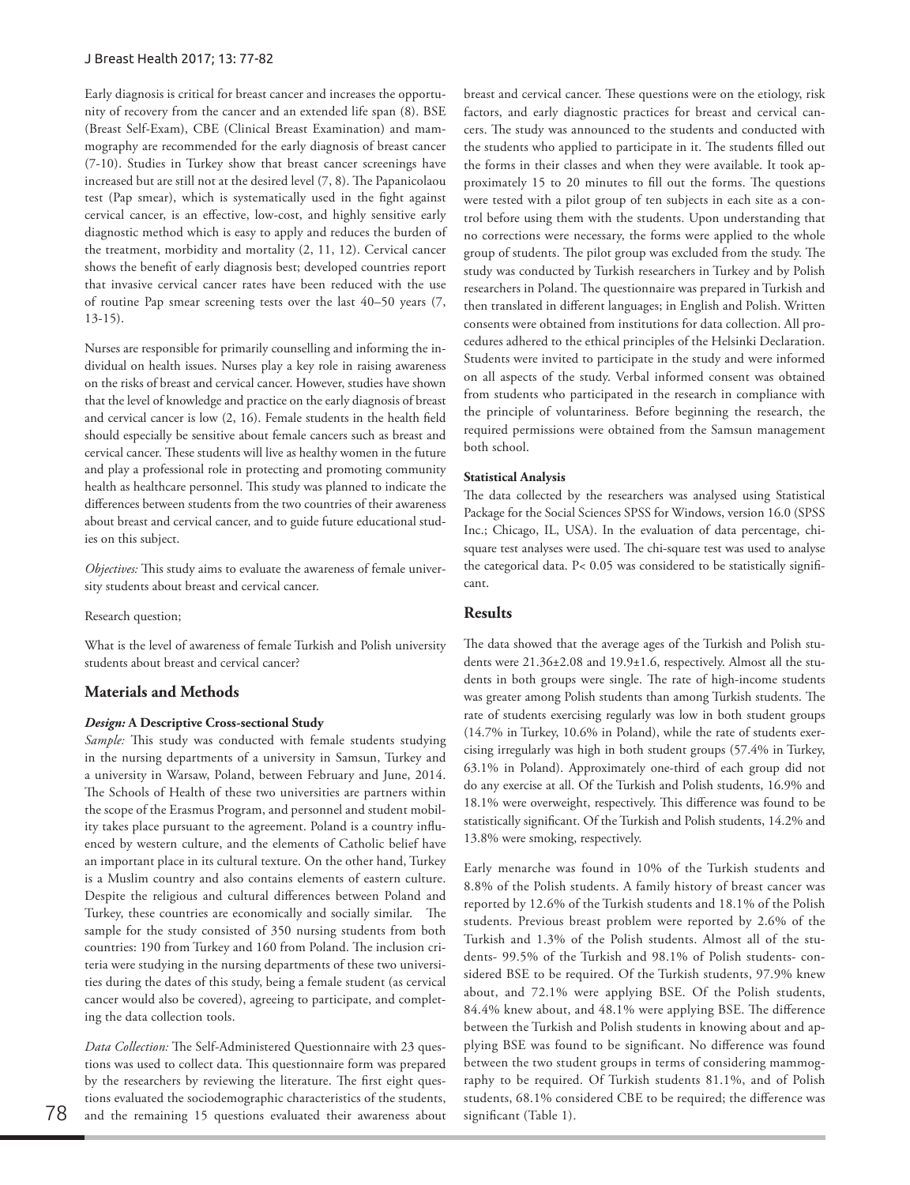Early diagnosis is critical for breast cancer and increases the opportunity of recovery from the cancer and an extended life span (8). BSE (Breast Self-Exam), CBE (Clinical Breast Examination) and mammography are recommended for the early diagnosis of breast cancer (7-10). Studies in Turkey show that breast cancer screenings have increased but are still not at the desired level (7, 8). The Papanicolaou test (Pap smear), which is systematically used in the fight against cervical cancer, is an effective, low-cost, and highly sensitive early diagnostic method which is easy to apply and reduces the burden of the treatment, morbidity and mortality (2, 11, 12). Cervical cancer shows the benefit of early diagnosis best; developed countries report that invasive cervical cancer rates have been reduced with the use of routine Pap smear screening tests over the last 40–50 years (7, 13-15).

Nurses are responsible for primarily counselling and informing the individual on health issues. Nurses play a key role in raising awareness on the risks of breast and cervical cancer. However, studies have shown that the level of knowledge and practice on the early diagnosis of breast and cervical cancer is low (2, 16). Female students in the health field should especially be sensitive about female cancers such as breast and cervical cancer. These students will live as healthy women in the future and play a professional role in protecting and promoting community health as healthcare personnel. This study was planned to indicate the differences between students from the two countries of their awareness about breast and cervical cancer, and to guide future educational studies on this subject.

*Objectives:* This study aims to evaluate the awareness of female university students about breast and cervical cancer.

Research question;

What is the level of awareness of female Turkish and Polish university students about breast and cervical cancer?

## Materials and Methods

***Design:* A Descriptive Cross-sectional Study**

*Sample:* This study was conducted with female students studying in the nursing departments of a university in Samsun, Turkey and a university in Warsaw, Poland, between February and June, 2014. The Schools of Health of these two universities are partners within the scope of the Erasmus Program, and personnel and student mobility takes place pursuant to the agreement. Poland is a country influenced by western culture, and the elements of Catholic belief have an important place in its cultural texture. On the other hand, Turkey is a Muslim country and also contains elements of eastern culture. Despite the religious and cultural differences between Poland and Turkey, these countries are economically and socially similar. The sample for the study consisted of 350 nursing students from both countries: 190 from Turkey and 160 from Poland. The inclusion criteria were studying in the nursing departments of these two universities during the dates of this study, being a female student (as cervical cancer would also be covered), agreeing to participate, and completing the data collection tools.

*Data Collection:* The Self-Administered Questionnaire with 23 questions was used to collect data. This questionnaire form was prepared by the researchers by reviewing the literature. The first eight questions evaluated the sociodemographic characteristics of the students, and the remaining 15 questions evaluated their awareness about breast and cervical cancer. These questions were on the etiology, risk factors, and early diagnostic practices for breast and cervical cancers. The study was announced to the students and conducted with the students who applied to participate in it. The students filled out the forms in their classes and when they were available. It took approximately 15 to 20 minutes to fill out the forms. The questions were tested with a pilot group of ten subjects in each site as a control before using them with the students. Upon understanding that no corrections were necessary, the forms were applied to the whole group of students. The pilot group was excluded from the study. The study was conducted by Turkish researchers in Turkey and by Polish researchers in Poland. The questionnaire was prepared in Turkish and then translated in different languages; in English and Polish. Written consents were obtained from institutions for data collection. All procedures adhered to the ethical principles of the Helsinki Declaration. Students were invited to participate in the study and were informed on all aspects of the study. Verbal informed consent was obtained from students who participated in the research in compliance with the principle of voluntariness. Before beginning the research, the required permissions were obtained from the Samsun management both school.

**Statistical Analysis**

The data collected by the researchers was analysed using Statistical Package for the Social Sciences SPSS for Windows, version 16.0 (SPSS Inc.; Chicago, IL, USA). In the evaluation of data percentage, chi-square test analyses were used. The chi-square test was used to analyse the categorical data. $P < 0.05$ was considered to be statistically significant.

## Results

The data showed that the average ages of the Turkish and Polish students were $21.36\pm2.08$ and $19.9\pm1.6$, respectively. Almost all the students in both groups were single. The rate of high-income students was greater among Polish students than among Turkish students. The rate of students exercising regularly was low in both student groups (14.7% in Turkey, 10.6% in Poland), while the rate of students exercising irregularly was high in both student groups (57.4% in Turkey, 63.1% in Poland). Approximately one-third of each group did not do any exercise at all. Of the Turkish and Polish students, 16.9% and 18.1% were overweight, respectively. This difference was found to be statistically significant. Of the Turkish and Polish students, 14.2% and 13.8% were smoking, respectively.

Early menarche was found in 10% of the Turkish students and 8.8% of the Polish students. A family history of breast cancer was reported by 12.6% of the Turkish students and 18.1% of the Polish students. Previous breast problem were reported by 2.6% of the Turkish and 1.3% of the Polish students. Almost all of the students- 99.5% of the Turkish and 98.1% of Polish students- considered BSE to be required. Of the Turkish students, 97.9% knew about, and 72.1% were applying BSE. Of the Polish students, 84.4% knew about, and 48.1% were applying BSE. The difference between the Turkish and Polish students in knowing about and applying BSE was found to be significant. No difference was found between the two student groups in terms of considering mammography to be required. Of Turkish students 81.1%, and of Polish students, 68.1% considered CBE to be required; the difference was significant (Table 1).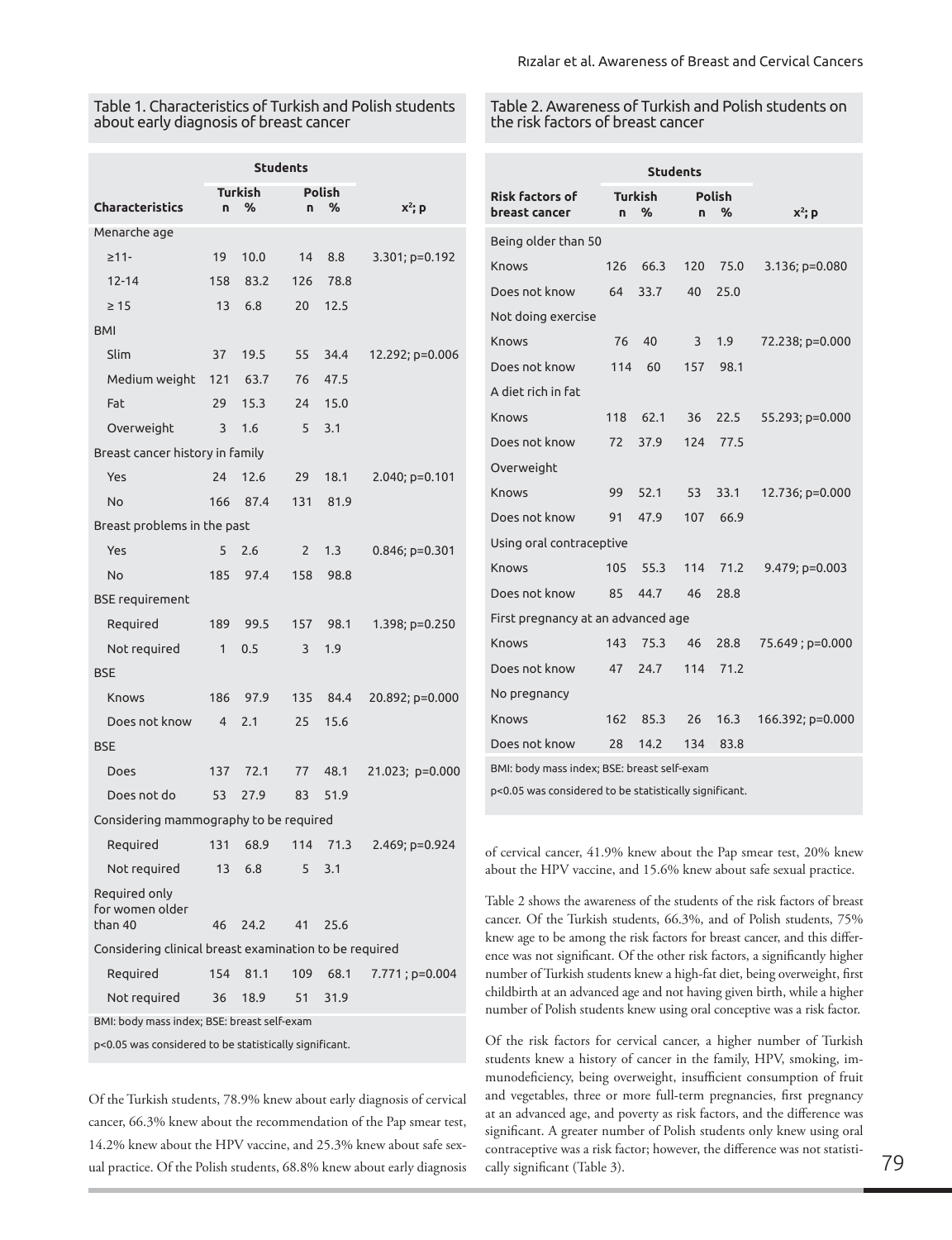Table 1. Characteristics of Turkish and Polish students about early diagnosis of breast cancer

| Characteristics | Students | | | | $x^2$; p |
|---|---|---|---|---|---|
| | Turkish | | Polish | | |
| | n | % | n | % | |
| Menarche age | | | | | |
| ≥11- | 19 | 10.0 | 14 | 8.8 | 3.301; p=0.192 |
| 12-14 | 158 | 83.2 | 126 | 78.8 | |
| ≥ 15 | 13 | 6.8 | 20 | 12.5 | |
| BMI | | | | | |
| Slim | 37 | 19.5 | 55 | 34.4 | 12.292; p=0.006 |
| Medium weight | 121 | 63.7 | 76 | 47.5 | |
| Fat | 29 | 15.3 | 24 | 15.0 | |
| Overweight | 3 | 1.6 | 5 | 3.1 | |
| Breast cancer history in family | | | | | |
| Yes | 24 | 12.6 | 29 | 18.1 | 2.040; p=0.101 |
| No | 166 | 87.4 | 131 | 81.9 | |
| Breast problems in the past | | | | | |
| Yes | 5 | 2.6 | 2 | 1.3 | 0.846; p=0.301 |
| No | 185 | 97.4 | 158 | 98.8 | |
| BSE requirement | | | | | |
| Required | 189 | 99.5 | 157 | 98.1 | 1.398; p=0.250 |
| Not required | 1 | 0.5 | 3 | 1.9 | |
| BSE | | | | | |
| Knows | 186 | 97.9 | 135 | 84.4 | 20.892; p=0.000 |
| Does not know | 4 | 2.1 | 25 | 15.6 | |
| BSE | | | | | |
| Does | 137 | 72.1 | 77 | 48.1 | 21.023; p=0.000 |
| Does not do | 53 | 27.9 | 83 | 51.9 | |
| Considering mammography to be required | | | | | |
| Required | 131 | 68.9 | 114 | 71.3 | 2.469; p=0.924 |
| Not required | 13 | 6.8 | 5 | 3.1 | |
| Required only for women older than 40 | 46 | 24.2 | 41 | 25.6 | |
| Considering clinical breast examination to be required | | | | | |
| Required | 154 | 81.1 | 109 | 68.1 | 7.771 ; p=0.004 |
| Not required | 36 | 18.9 | 51 | 31.9 | |

BMI: body mass index; BSE: breast self-exam

p<0.05 was considered to be statistically significant.

Of the Turkish students, 78.9% knew about early diagnosis of cervical cancer, 66.3% knew about the recommendation of the Pap smear test, 14.2% knew about the HPV vaccine, and 25.3% knew about safe sexual practice. Of the Polish students, 68.8% knew about early diagnosis of cervical cancer, 41.9% knew about the Pap smear test, 20% knew about the HPV vaccine, and 15.6% knew about safe sexual practice.

Table 2. Awareness of Turkish and Polish students on the risk factors of breast cancer

| Risk factors of breast cancer | Students | | | | $x^2$; p |
|---|---|---|---|---|---|
| | Turkish | | Polish | | |
| | n | % | n | % | |
| Being older than 50 | | | | | |
| Knows | 126 | 66.3 | 120 | 75.0 | 3.136; p=0.080 |
| Does not know | 64 | 33.7 | 40 | 25.0 | |
| Not doing exercise | | | | | |
| Knows | 76 | 40 | 3 | 1.9 | 72.238; p=0.000 |
| Does not know | 114 | 60 | 157 | 98.1 | |
| A diet rich in fat | | | | | |
| Knows | 118 | 62.1 | 36 | 22.5 | 55.293; p=0.000 |
| Does not know | 72 | 37.9 | 124 | 77.5 | |
| Overweight | | | | | |
| Knows | 99 | 52.1 | 53 | 33.1 | 12.736; p=0.000 |
| Does not know | 91 | 47.9 | 107 | 66.9 | |
| Using oral contraceptive | | | | | |
| Knows | 105 | 55.3 | 114 | 71.2 | 9.479; p=0.003 |
| Does not know | 85 | 44.7 | 46 | 28.8 | |
| First pregnancy at an advanced age | | | | | |
| Knows | 143 | 75.3 | 46 | 28.8 | 75.649 ; p=0.000 |
| Does not know | 47 | 24.7 | 114 | 71.2 | |
| No pregnancy | | | | | |
| Knows | 162 | 85.3 | 26 | 16.3 | 166.392; p=0.000 |
| Does not know | 28 | 14.2 | 134 | 83.8 | |

BMI: body mass index; BSE: breast self-exam

p<0.05 was considered to be statistically significant.

Table 2 shows the awareness of the students of the risk factors of breast cancer. Of the Turkish students, 66.3%, and of Polish students, 75% knew age to be among the risk factors for breast cancer, and this difference was not significant. Of the other risk factors, a significantly higher number of Turkish students knew a high-fat diet, being overweight, first childbirth at an advanced age and not having given birth, while a higher number of Polish students knew using oral conceptive was a risk factor.

Of the risk factors for cervical cancer, a higher number of Turkish students knew a history of cancer in the family, HPV, smoking, immunodeficiency, being overweight, insufficient consumption of fruit and vegetables, three or more full-term pregnancies, first pregnancy at an advanced age, and poverty as risk factors, and the difference was significant. A greater number of Polish students only knew using oral contraceptive was a risk factor; however, the difference was not statistically significant (Table 3).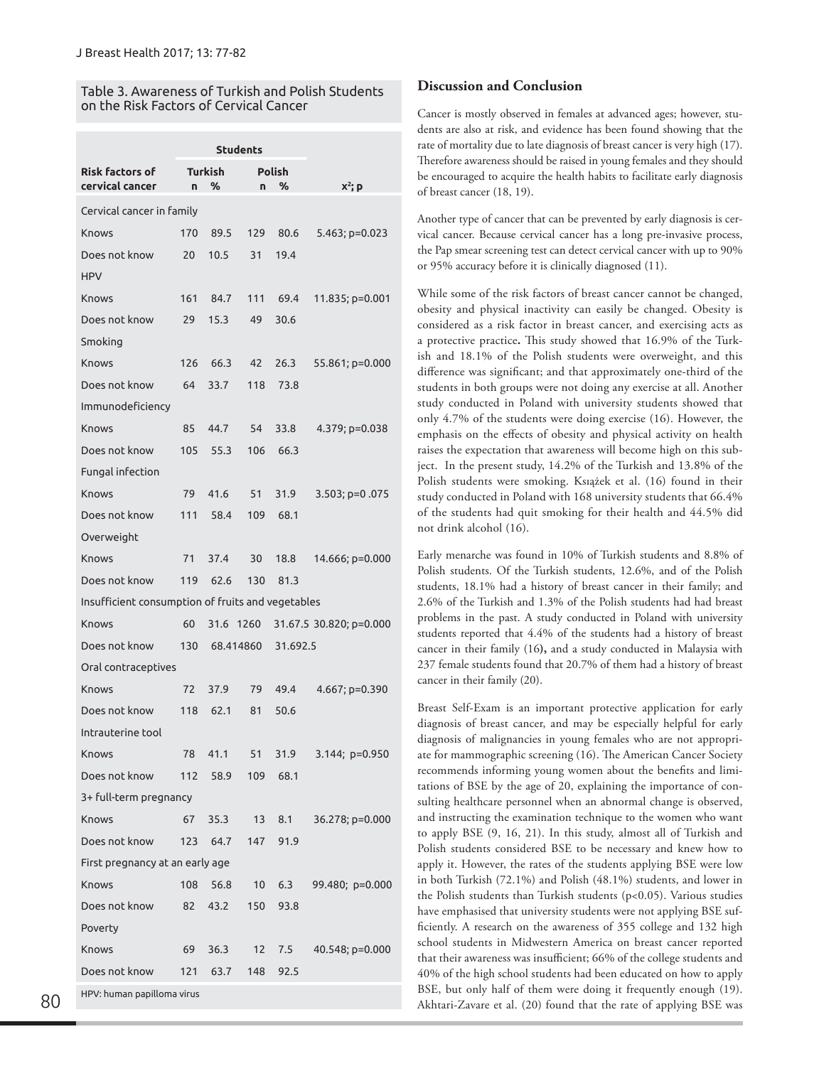Table 3. Awareness of Turkish and Polish Students on the Risk Factors of Cervical Cancer

| Risk factors of cervical cancer | Students | | | | |
|---|---|---|---|---|---|
| | Turkish | | Polish | | |
| | n | % | n | % | $x^2$; p |
| Cervical cancer in family | | | | | |
| Knows | 170 | 89.5 | 129 | 80.6 | 5.463; p=0.023 |
| Does not know | 20 | 10.5 | 31 | 19.4 | |
| HPV | | | | | |
| Knows | 161 | 84.7 | 111 | 69.4 | 11.835; p=0.001 |
| Does not know | 29 | 15.3 | 49 | 30.6 | |
| Smoking | | | | | |
| Knows | 126 | 66.3 | 42 | 26.3 | 55.861; p=0.000 |
| Does not know | 64 | 33.7 | 118 | 73.8 | |
| Immunodeficiency | | | | | |
| Knows | 85 | 44.7 | 54 | 33.8 | 4.379; p=0.038 |
| Does not know | 105 | 55.3 | 106 | 66.3 | |
| Fungal infection | | | | | |
| Knows | 79 | 41.6 | 51 | 31.9 | 3.503; p=0 .075 |
| Does not know | 111 | 58.4 | 109 | 68.1 | |
| Overweight | | | | | |
| Knows | 71 | 37.4 | 30 | 18.8 | 14.666; p=0.000 |
| Does not know | 119 | 62.6 | 130 | 81.3 | |
| Insufficient consumption of fruits and vegetables | | | | | |
| Knows | 60 | 31.6 | 1260 | 31.67.5 | 30.820; p=0.000 |
| Does not know | 130 | 68.414860 | | 31.692.5 | |
| Oral contraceptives | | | | | |
| Knows | 72 | 37.9 | 79 | 49.4 | 4.667; p=0.390 |
| Does not know | 118 | 62.1 | 81 | 50.6 | |
| Intrauterine tool | | | | | |
| Knows | 78 | 41.1 | 51 | 31.9 | 3.144; p=0.950 |
| Does not know | 112 | 58.9 | 109 | 68.1 | |
| 3+ full-term pregnancy | | | | | |
| Knows | 67 | 35.3 | 13 | 8.1 | 36.278; p=0.000 |
| Does not know | 123 | 64.7 | 147 | 91.9 | |
| First pregnancy at an early age | | | | | |
| Knows | 108 | 56.8 | 10 | 6.3 | 99.480; p=0.000 |
| Does not know | 82 | 43.2 | 150 | 93.8 | |
| Poverty | | | | | |
| Knows | 69 | 36.3 | 12 | 7.5 | 40.548; p=0.000 |
| Does not know | 121 | 63.7 | 148 | 92.5 | |

HPV: human papilloma virus

## Discussion and Conclusion

Cancer is mostly observed in females at advanced ages; however, students are also at risk, and evidence has been found showing that the rate of mortality due to late diagnosis of breast cancer is very high (17). Therefore awareness should be raised in young females and they should be encouraged to acquire the health habits to facilitate early diagnosis of breast cancer (18, 19).

Another type of cancer that can be prevented by early diagnosis is cervical cancer. Because cervical cancer has a long pre-invasive process, the Pap smear screening test can detect cervical cancer with up to 90% or 95% accuracy before it is clinically diagnosed (11).

While some of the risk factors of breast cancer cannot be changed, obesity and physical inactivity can easily be changed. Obesity is considered as a risk factor in breast cancer, and exercising acts as a protective practice**.** This study showed that 16.9% of the Turkish and 18.1% of the Polish students were overweight, and this difference was significant; and that approximately one-third of the students in both groups were not doing any exercise at all. Another study conducted in Poland with university students showed that only 4.7% of the students were doing exercise (16). However, the emphasis on the effects of obesity and physical activity on health raises the expectation that awareness will become high on this subject. In the present study, 14.2% of the Turkish and 13.8% of the Polish students were smoking. Książek et al. (16) found in their study conducted in Poland with 168 university students that 66.4% of the students had quit smoking for their health and 44.5% did not drink alcohol (16).

Early menarche was found in 10% of Turkish students and 8.8% of Polish students. Of the Turkish students, 12.6%, and of the Polish students, 18.1% had a history of breast cancer in their family; and 2.6% of the Turkish and 1.3% of the Polish students had had breast problems in the past. A study conducted in Poland with university students reported that 4.4% of the students had a history of breast cancer in their family (16**),** and a study conducted in Malaysia with 237 female students found that 20.7% of them had a history of breast cancer in their family (20).

Breast Self-Exam is an important protective application for early diagnosis of breast cancer, and may be especially helpful for early diagnosis of malignancies in young females who are not appropriate for mammographic screening (16). The American Cancer Society recommends informing young women about the benefits and limitations of BSE by the age of 20, explaining the importance of consulting healthcare personnel when an abnormal change is observed, and instructing the examination technique to the women who want to apply BSE (9, 16, 21). In this study, almost all of Turkish and Polish students considered BSE to be necessary and knew how to apply it. However, the rates of the students applying BSE were low in both Turkish (72.1%) and Polish (48.1%) students, and lower in the Polish students than Turkish students ($p<0.05$). Various studies have emphasised that university students were not applying BSE sufficiently. A research on the awareness of 355 college and 132 high school students in Midwestern America on breast cancer reported that their awareness was insufficient; 66% of the college students and 40% of the high school students had been educated on how to apply BSE, but only half of them were doing it frequently enough (19). Akhtari-Zavare et al. (20) found that the rate of applying BSE was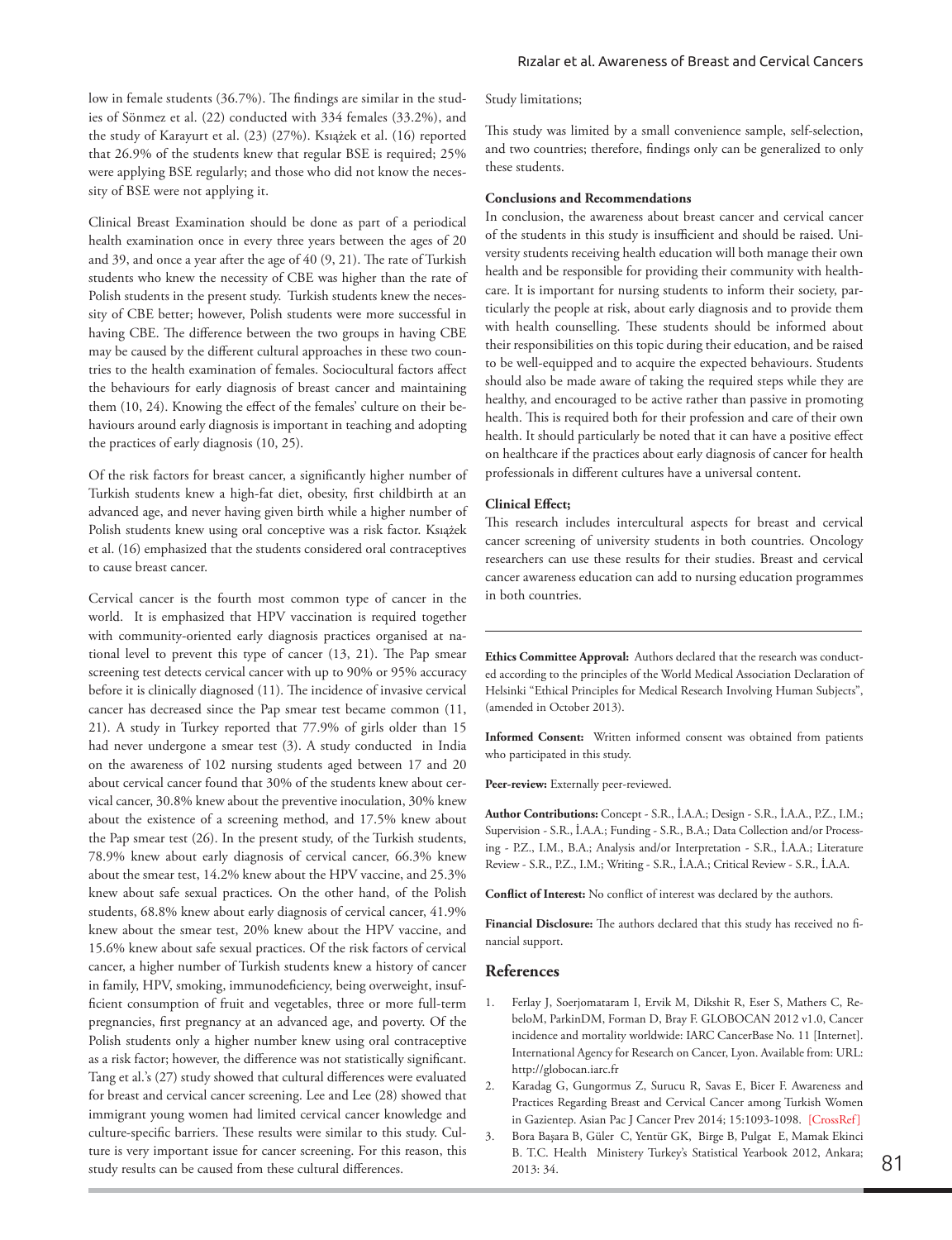low in female students (36.7%). The findings are similar in the studies of Sönmez et al. (22) conducted with 334 females (33.2%), and the study of Karayurt et al. (23) (27%). Książek et al. (16) reported that 26.9% of the students knew that regular BSE is required; 25% were applying BSE regularly; and those who did not know the necessity of BSE were not applying it.

Clinical Breast Examination should be done as part of a periodical health examination once in every three years between the ages of 20 and 39, and once a year after the age of 40 (9, 21). The rate of Turkish students who knew the necessity of CBE was higher than the rate of Polish students in the present study. Turkish students knew the necessity of CBE better; however, Polish students were more successful in having CBE. The difference between the two groups in having CBE may be caused by the different cultural approaches in these two countries to the health examination of females. Sociocultural factors affect the behaviours for early diagnosis of breast cancer and maintaining them (10, 24). Knowing the effect of the females' culture on their behaviours around early diagnosis is important in teaching and adopting the practices of early diagnosis (10, 25).

Of the risk factors for breast cancer, a significantly higher number of Turkish students knew a high-fat diet, obesity, first childbirth at an advanced age, and never having given birth while a higher number of Polish students knew using oral conceptive was a risk factor. Książek et al. (16) emphasized that the students considered oral contraceptives to cause breast cancer.

Cervical cancer is the fourth most common type of cancer in the world. It is emphasized that HPV vaccination is required together with community-oriented early diagnosis practices organised at national level to prevent this type of cancer (13, 21). The Pap smear screening test detects cervical cancer with up to 90% or 95% accuracy before it is clinically diagnosed (11). The incidence of invasive cervical cancer has decreased since the Pap smear test became common (11, 21). A study in Turkey reported that 77.9% of girls older than 15 had never undergone a smear test (3). A study conducted in India on the awareness of 102 nursing students aged between 17 and 20 about cervical cancer found that 30% of the students knew about cervical cancer, 30.8% knew about the preventive inoculation, 30% knew about the existence of a screening method, and 17.5% knew about the Pap smear test (26). In the present study, of the Turkish students, 78.9% knew about early diagnosis of cervical cancer, 66.3% knew about the smear test, 14.2% knew about the HPV vaccine, and 25.3% knew about safe sexual practices. On the other hand, of the Polish students, 68.8% knew about early diagnosis of cervical cancer, 41.9% knew about the smear test, 20% knew about the HPV vaccine, and 15.6% knew about safe sexual practices. Of the risk factors of cervical cancer, a higher number of Turkish students knew a history of cancer in family, HPV, smoking, immunodeficiency, being overweight, insufficient consumption of fruit and vegetables, three or more full-term pregnancies, first pregnancy at an advanced age, and poverty. Of the Polish students only a higher number knew using oral contraceptive as a risk factor; however, the difference was not statistically significant. Tang et al.'s (27) study showed that cultural differences were evaluated for breast and cervical cancer screening. Lee and Lee (28) showed that immigrant young women had limited cervical cancer knowledge and culture-specific barriers. These results were similar to this study. Culture is very important issue for cancer screening. For this reason, this study results can be caused from these cultural differences.

Study limitations;

This study was limited by a small convenience sample, self-selection, and two countries; therefore, findings only can be generalized to only these students.

**Conclusions and Recommendations**

In conclusion, the awareness about breast cancer and cervical cancer of the students in this study is insufficient and should be raised. University students receiving health education will both manage their own health and be responsible for providing their community with healthcare. It is important for nursing students to inform their society, particularly the people at risk, about early diagnosis and to provide them with health counselling. These students should be informed about their responsibilities on this topic during their education, and be raised to be well-equipped and to acquire the expected behaviours. Students should also be made aware of taking the required steps while they are healthy, and encouraged to be active rather than passive in promoting health. This is required both for their profession and care of their own health. It should particularly be noted that it can have a positive effect on healthcare if the practices about early diagnosis of cancer for health professionals in different cultures have a universal content.

**Clinical Effect;**

This research includes intercultural aspects for breast and cervical cancer screening of university students in both countries. Oncology researchers can use these results for their studies. Breast and cervical cancer awareness education can add to nursing education programmes in both countries.

---

**Ethics Committee Approval:** Authors declared that the research was conducted according to the principles of the World Medical Association Declaration of Helsinki "Ethical Principles for Medical Research Involving Human Subjects", (amended in October 2013).

**Informed Consent:** Written informed consent was obtained from patients who participated in this study.

**Peer-review:** Externally peer-reviewed.

**Author Contributions:** Concept - S.R., İ.A.A.; Design - S.R., İ.A.A., P.Z., I.M.; Supervision - S.R., İ.A.A.; Funding - S.R., B.A.; Data Collection and/or Processing - P.Z., I.M., B.A.; Analysis and/or Interpretation - S.R., İ.A.A.; Literature Review - S.R., P.Z., I.M.; Writing - S.R., İ.A.A.; Critical Review - S.R., İ.A.A.

**Conflict of Interest:** No conflict of interest was declared by the authors.

**Financial Disclosure:** The authors declared that this study has received no financial support.

## References

1. Ferlay J, Soerjomataram I, Ervik M, Dikshit R, Eser S, Mathers C, RebeloM, ParkinDM, Forman D, Bray F. GLOBOCAN 2012 v1.0, Cancer incidence and mortality worldwide: IARC CancerBase No. 11 [Internet]. International Agency for Research on Cancer, Lyon. Available from: URL: http://globocan.iarc.fr
2. Karadag G, Gungormus Z, Surucu R, Savas E, Bicer F. Awareness and Practices Regarding Breast and Cervical Cancer among Turkish Women in Gazientep. Asian Pac J Cancer Prev 2014; 15:1093-1098. [CrossRef]
3. Bora Başara B, Güler C, Yentür GK, Birge B, Pulgat E, Mamak Ekinci B. T.C. Health Ministery Turkey's Statistical Yearbook 2012, Ankara; 2013: 34.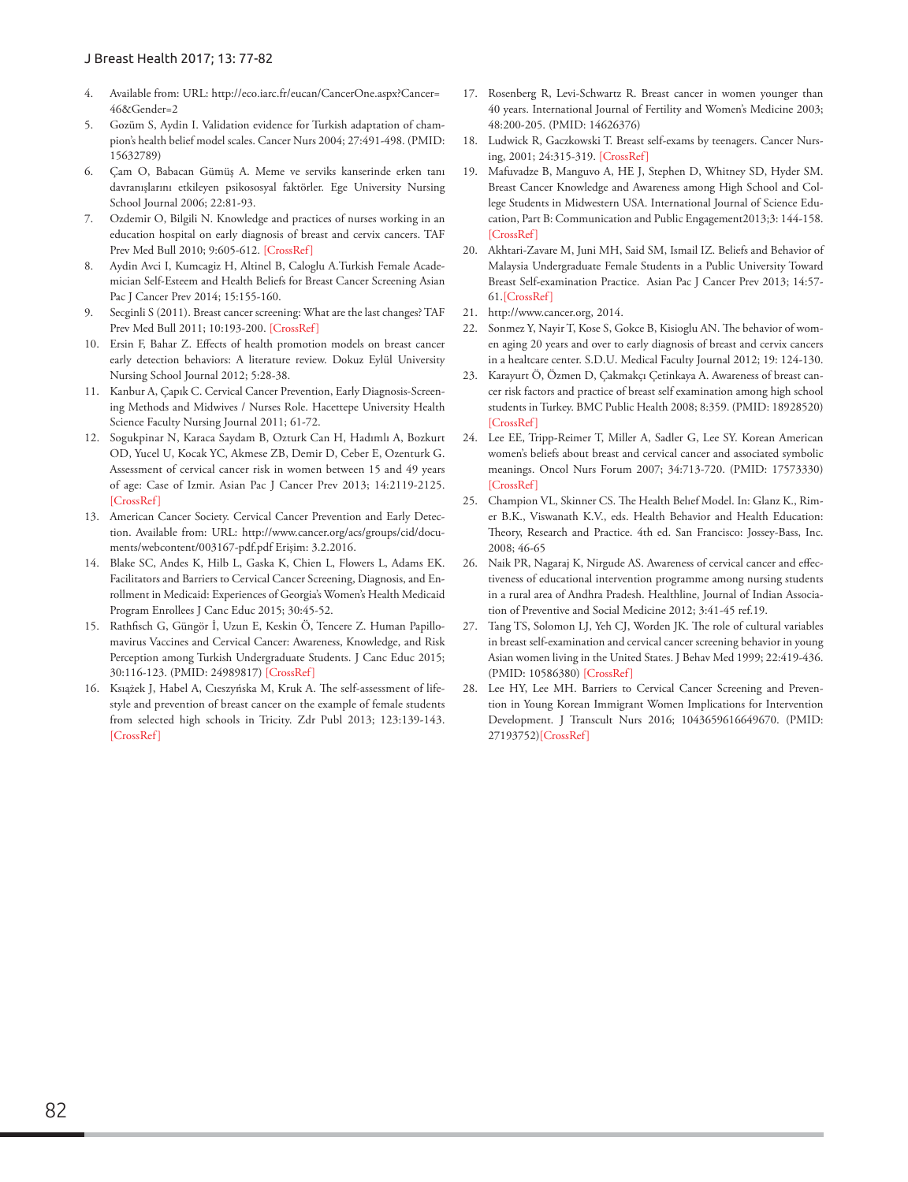4. Available from: URL: http://eco.iarc.fr/eucan/CancerOne.aspx?Cancer=46&Gender=2
5. Gozüm S, Aydin I. Validation evidence for Turkish adaptation of champion's health belief model scales. Cancer Nurs 2004; 27:491-498. (PMID: 15632789)
6. Çam O, Babacan Gümüş A. Meme ve serviks kanserinde erken tanı davranışlarını etkileyen psikososyal faktörler. Ege University Nursing School Journal 2006; 22:81-93.
7. Ozdemir O, Bilgili N. Knowledge and practices of nurses working in an education hospital on early diagnosis of breast and cervix cancers. TAF Prev Med Bull 2010; 9:605-612. [CrossRef]
8. Aydin Avci I, Kumcagiz H, Altinel B, Caloglu A.Turkish Female Academician Self-Esteem and Health Beliefs for Breast Cancer Screening Asian Pac J Cancer Prev 2014; 15:155-160.
9. Secginli S (2011). Breast cancer screening: What are the last changes? TAF Prev Med Bull 2011; 10:193-200. [CrossRef]
10. Ersin F, Bahar Z. Effects of health promotion models on breast cancer early detection behaviors: A literature review. Dokuz Eylül University Nursing School Journal 2012; 5:28-38.
11. Kanbur A, Çapık C. Cervical Cancer Prevention, Early Diagnosis-Screening Methods and Midwives / Nurses Role. Hacettepe University Health Science Faculty Nursing Journal 2011; 61-72.
12. Sogukpinar N, Karaca Saydam B, Ozturk Can H, Hadımlı A, Bozkurt OD, Yucel U, Kocak YC, Akmese ZB, Demir D, Ceber E, Ozenturk G. Assessment of cervical cancer risk in women between 15 and 49 years of age: Case of Izmir. Asian Pac J Cancer Prev 2013; 14:2119-2125. [CrossRef]
13. American Cancer Society. Cervical Cancer Prevention and Early Detection. Available from: URL: http://www.cancer.org/acs/groups/cid/documents/webcontent/003167-pdf.pdf Erişim: 3.2.2016.
14. Blake SC, Andes K, Hilb L, Gaska K, Chien L, Flowers L, Adams EK. Facilitators and Barriers to Cervical Cancer Screening, Diagnosis, and Enrollment in Medicaid: Experiences of Georgia's Women's Health Medicaid Program Enrollees J Canc Educ 2015; 30:45-52.
15. Rathfisch G, Güngör İ, Uzun E, Keskin Ö, Tencere Z. Human Papillomavirus Vaccines and Cervical Cancer: Awareness, Knowledge, and Risk Perception among Turkish Undergraduate Students. J Canc Educ 2015; 30:116-123. (PMID: 24989817) [CrossRef]
16. Książek J, Habel A, Cıeszyńska M, Kruk A. The self-assessment of lifestyle and prevention of breast cancer on the example of female students from selected high schools in Tricity. Zdr Publ 2013; 123:139-143. [CrossRef]
17. Rosenberg R, Levi-Schwartz R. Breast cancer in women younger than 40 years. International Journal of Fertility and Women's Medicine 2003; 48:200-205. (PMID: 14626376)
18. Ludwick R, Gaczkowski T. Breast self-exams by teenagers. Cancer Nursing, 2001; 24:315-319. [CrossRef]
19. Mafuvadze B, Manguvo A, HE J, Stephen D, Whitney SD, Hyder SM. Breast Cancer Knowledge and Awareness among High School and College Students in Midwestern USA. International Journal of Science Education, Part B: Communication and Public Engagement2013;3: 144-158. [CrossRef]
20. Akhtari-Zavare M, Juni MH, Said SM, Ismail IZ. Beliefs and Behavior of Malaysia Undergraduate Female Students in a Public University Toward Breast Self-examination Practice. Asian Pac J Cancer Prev 2013; 14:57-61.[CrossRef]
21. http://www.cancer.org, 2014.
22. Sonmez Y, Nayir T, Kose S, Gokce B, Kisioglu AN. The behavior of women aging 20 years and over to early diagnosis of breast and cervix cancers in a healtcare center. S.D.U. Medical Faculty Journal 2012; 19: 124-130.
23. Karayurt Ö, Özmen D, Çakmakçı Çetinkaya A. Awareness of breast cancer risk factors and practice of breast self examination among high school students in Turkey. BMC Public Health 2008; 8:359. (PMID: 18928520) [CrossRef]
24. Lee EE, Tripp-Reimer T, Miller A, Sadler G, Lee SY. Korean American women's beliefs about breast and cervical cancer and associated symbolic meanings. Oncol Nurs Forum 2007; 34:713-720. (PMID: 17573330) [CrossRef]
25. Champion VL, Skinner CS. The Health Belıef Model. In: Glanz K., Rimer B.K., Viswanath K.V., eds. Health Behavior and Health Education: Theory, Research and Practice. 4th ed. San Francisco: Jossey-Bass, Inc. 2008; 46-65
26. Naik PR, Nagaraj K, Nirgude AS. Awareness of cervical cancer and effectiveness of educational intervention programme among nursing students in a rural area of Andhra Pradesh. Healthline, Journal of Indian Association of Preventive and Social Medicine 2012; 3:41-45 ref.19.
27. Tang TS, Solomon LJ, Yeh CJ, Worden JK. The role of cultural variables in breast self-examination and cervical cancer screening behavior in young Asian women living in the United States. J Behav Med 1999; 22:419-436. (PMID: 10586380) [CrossRef]
28. Lee HY, Lee MH. Barriers to Cervical Cancer Screening and Prevention in Young Korean Immigrant Women Implications for Intervention Development. J Transcult Nurs 2016; 1043659616649670. (PMID: 27193752)[CrossRef]